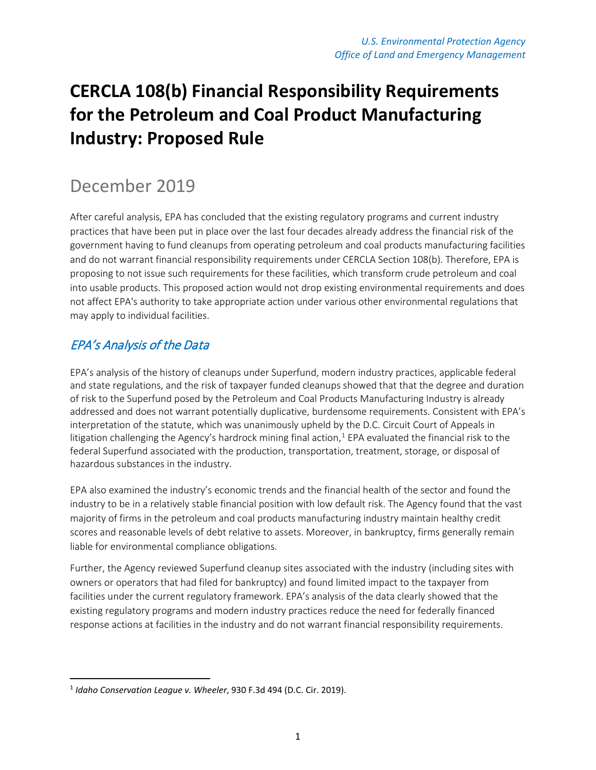U.S. Environmental Protection Agency
Office of Land and Emergency Management

# CERCLA 108(b) Financial Responsibility Requirements for the Petroleum and Coal Product Manufacturing Industry: Proposed Rule

## December 2019

After careful analysis, EPA has concluded that the existing regulatory programs and current industry practices that have been put in place over the last four decades already address the financial risk of the government having to fund cleanups from operating petroleum and coal products manufacturing facilities and do not warrant financial responsibility requirements under CERCLA Section 108(b). Therefore, EPA is proposing to not issue such requirements for these facilities, which transform crude petroleum and coal into usable products. This proposed action would not drop existing environmental requirements and does not affect EPA's authority to take appropriate action under various other environmental regulations that may apply to individual facilities.

### EPA's Analysis of the Data

EPA's analysis of the history of cleanups under Superfund, modern industry practices, applicable federal and state regulations, and the risk of taxpayer funded cleanups showed that that the degree and duration of risk to the Superfund posed by the Petroleum and Coal Products Manufacturing Industry is already addressed and does not warrant potentially duplicative, burdensome requirements. Consistent with EPA's interpretation of the statute, which was unanimously upheld by the D.C. Circuit Court of Appeals in litigation challenging the Agency's hardrock mining final action,[1] EPA evaluated the financial risk to the federal Superfund associated with the production, transportation, treatment, storage, or disposal of hazardous substances in the industry.

EPA also examined the industry's economic trends and the financial health of the sector and found the industry to be in a relatively stable financial position with low default risk. The Agency found that the vast majority of firms in the petroleum and coal products manufacturing industry maintain healthy credit scores and reasonable levels of debt relative to assets. Moreover, in bankruptcy, firms generally remain liable for environmental compliance obligations.

Further, the Agency reviewed Superfund cleanup sites associated with the industry (including sites with owners or operators that had filed for bankruptcy) and found limited impact to the taxpayer from facilities under the current regulatory framework. EPA's analysis of the data clearly showed that the existing regulatory programs and modern industry practices reduce the need for federally financed response actions at facilities in the industry and do not warrant financial responsibility requirements.

[1] *Idaho Conservation League v. Wheeler*, 930 F.3d 494 (D.C. Cir. 2019).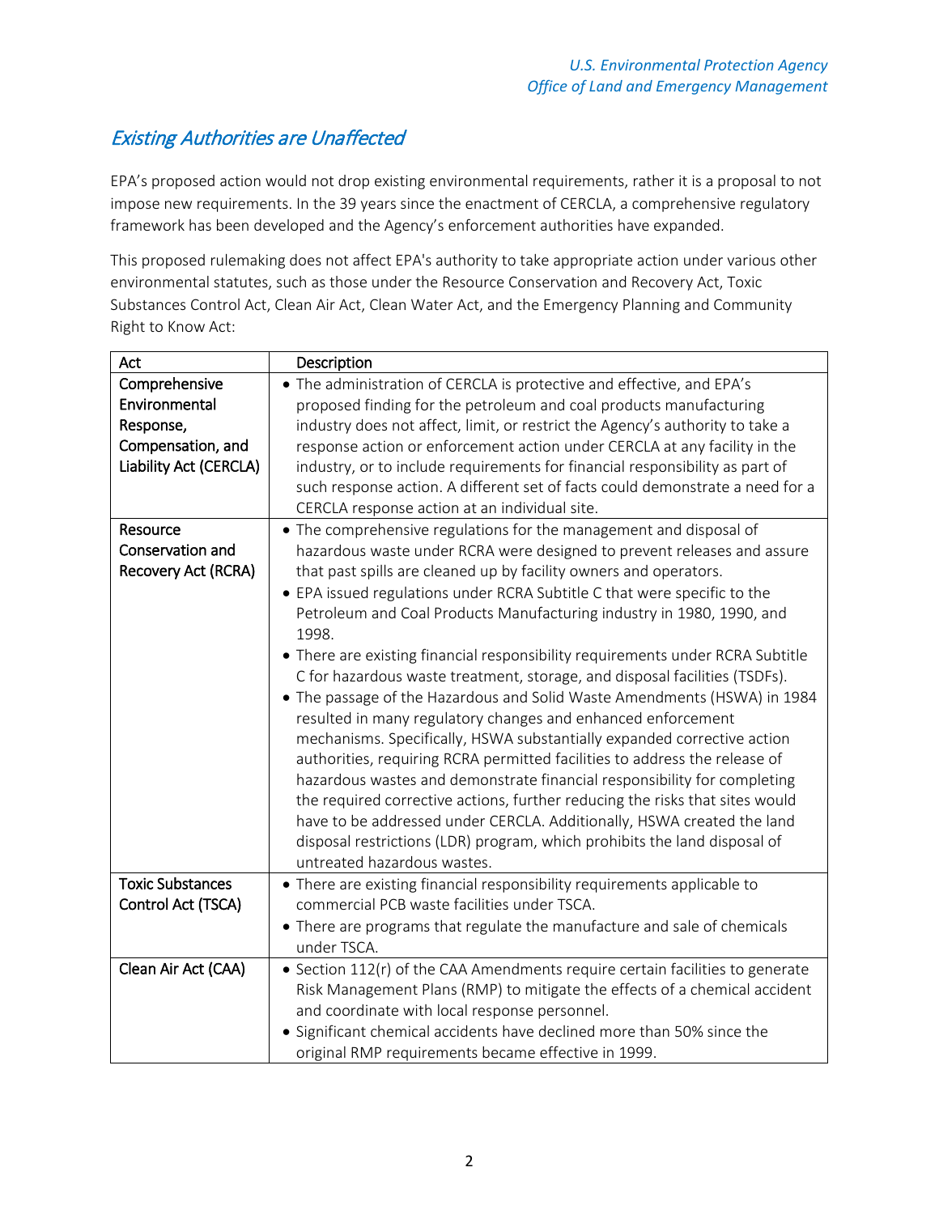## *Existing Authorities are Unaffected*

EPA's proposed action would not drop existing environmental requirements, rather it is a proposal to not impose new requirements. In the 39 years since the enactment of CERCLA, a comprehensive regulatory framework has been developed and the Agency's enforcement authorities have expanded.

This proposed rulemaking does not affect EPA's authority to take appropriate action under various other environmental statutes, such as those under the Resource Conservation and Recovery Act, Toxic Substances Control Act, Clean Air Act, Clean Water Act, and the Emergency Planning and Community Right to Know Act:

| Act | Description |
|---|---|
| Comprehensive Environmental Response, Compensation, and Liability Act (CERCLA) | • The administration of CERCLA is protective and effective, and EPA's proposed finding for the petroleum and coal products manufacturing industry does not affect, limit, or restrict the Agency's authority to take a response action or enforcement action under CERCLA at any facility in the industry, or to include requirements for financial responsibility as part of such response action. A different set of facts could demonstrate a need for a CERCLA response action at an individual site. |
| Resource Conservation and Recovery Act (RCRA) | • The comprehensive regulations for the management and disposal of hazardous waste under RCRA were designed to prevent releases and assure that past spills are cleaned up by facility owners and operators.<br>• EPA issued regulations under RCRA Subtitle C that were specific to the Petroleum and Coal Products Manufacturing industry in 1980, 1990, and 1998.<br>• There are existing financial responsibility requirements under RCRA Subtitle C for hazardous waste treatment, storage, and disposal facilities (TSDFs).<br>• The passage of the Hazardous and Solid Waste Amendments (HSWA) in 1984 resulted in many regulatory changes and enhanced enforcement mechanisms. Specifically, HSWA substantially expanded corrective action authorities, requiring RCRA permitted facilities to address the release of hazardous wastes and demonstrate financial responsibility for completing the required corrective actions, further reducing the risks that sites would have to be addressed under CERCLA. Additionally, HSWA created the land disposal restrictions (LDR) program, which prohibits the land disposal of untreated hazardous wastes. |
| Toxic Substances Control Act (TSCA) | • There are existing financial responsibility requirements applicable to commercial PCB waste facilities under TSCA.<br>• There are programs that regulate the manufacture and sale of chemicals under TSCA. |
| Clean Air Act (CAA) | • Section 112(r) of the CAA Amendments require certain facilities to generate Risk Management Plans (RMP) to mitigate the effects of a chemical accident and coordinate with local response personnel.<br>• Significant chemical accidents have declined more than 50% since the original RMP requirements became effective in 1999. |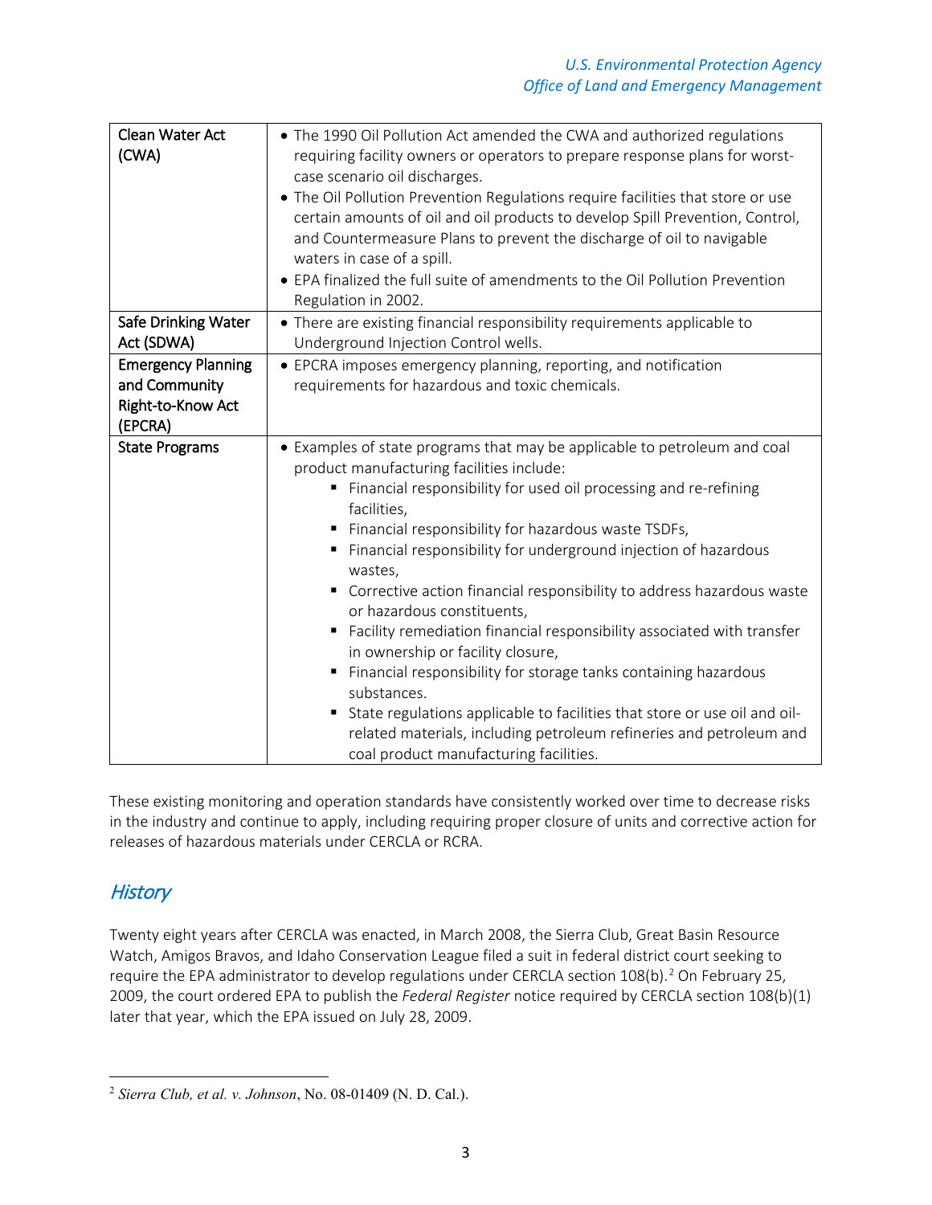| Clean Water Act (CWA) | • The 1990 Oil Pollution Act amended the CWA and authorized regulations requiring facility owners or operators to prepare response plans for worst-case scenario oil discharges.<br>• The Oil Pollution Prevention Regulations require facilities that store or use certain amounts of oil and oil products to develop Spill Prevention, Control, and Countermeasure Plans to prevent the discharge of oil to navigable waters in case of a spill.<br>• EPA finalized the full suite of amendments to the Oil Pollution Prevention Regulation in 2002. |
|---|---|
| Safe Drinking Water Act (SDWA) | • There are existing financial responsibility requirements applicable to Underground Injection Control wells. |
| Emergency Planning and Community Right-to-Know Act (EPCRA) | • EPCRA imposes emergency planning, reporting, and notification requirements for hazardous and toxic chemicals. |
| State Programs | • Examples of state programs that may be applicable to petroleum and coal product manufacturing facilities include:<br>▪ Financial responsibility for used oil processing and re-refining facilities,<br>▪ Financial responsibility for hazardous waste TSDFs,<br>▪ Financial responsibility for underground injection of hazardous wastes,<br>▪ Corrective action financial responsibility to address hazardous waste or hazardous constituents,<br>▪ Facility remediation financial responsibility associated with transfer in ownership or facility closure,<br>▪ Financial responsibility for storage tanks containing hazardous substances.<br>▪ State regulations applicable to facilities that store or use oil and oil-related materials, including petroleum refineries and petroleum and coal product manufacturing facilities. |

These existing monitoring and operation standards have consistently worked over time to decrease risks in the industry and continue to apply, including requiring proper closure of units and corrective action for releases of hazardous materials under CERCLA or RCRA.

## *History*

Twenty eight years after CERCLA was enacted, in March 2008, the Sierra Club, Great Basin Resource Watch, Amigos Bravos, and Idaho Conservation League filed a suit in federal district court seeking to require the EPA administrator to develop regulations under CERCLA section 108(b).[2] On February 25, 2009, the court ordered EPA to publish the *Federal Register* notice required by CERCLA section 108(b)(1) later that year, which the EPA issued on July 28, 2009.

[2] *Sierra Club, et al. v. Johnson*, No. 08-01409 (N. D. Cal.).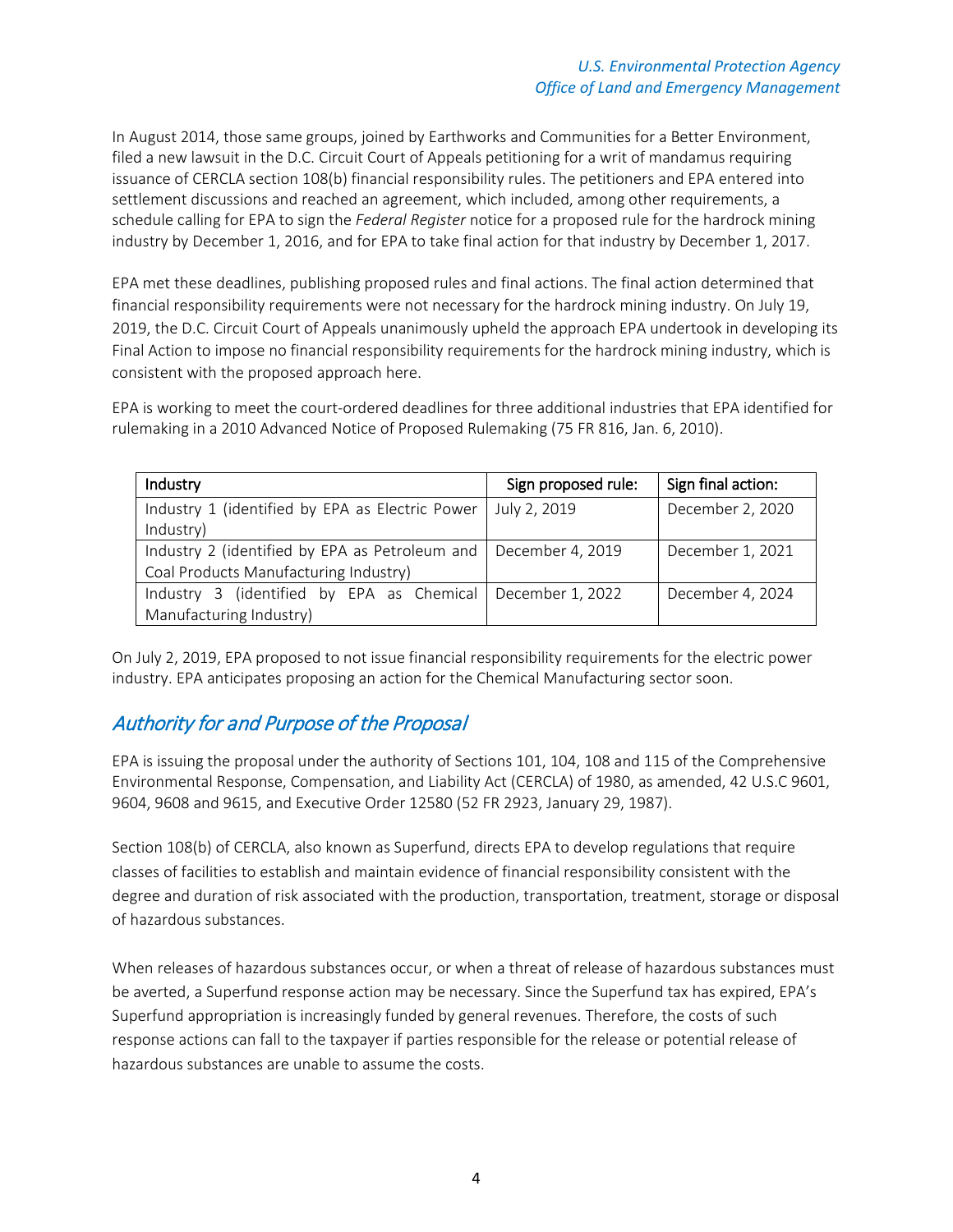In August 2014, those same groups, joined by Earthworks and Communities for a Better Environment, filed a new lawsuit in the D.C. Circuit Court of Appeals petitioning for a writ of mandamus requiring issuance of CERCLA section 108(b) financial responsibility rules. The petitioners and EPA entered into settlement discussions and reached an agreement, which included, among other requirements, a schedule calling for EPA to sign the *Federal Register* notice for a proposed rule for the hardrock mining industry by December 1, 2016, and for EPA to take final action for that industry by December 1, 2017.

EPA met these deadlines, publishing proposed rules and final actions. The final action determined that financial responsibility requirements were not necessary for the hardrock mining industry. On July 19, 2019, the D.C. Circuit Court of Appeals unanimously upheld the approach EPA undertook in developing its Final Action to impose no financial responsibility requirements for the hardrock mining industry, which is consistent with the proposed approach here.

EPA is working to meet the court-ordered deadlines for three additional industries that EPA identified for rulemaking in a 2010 Advanced Notice of Proposed Rulemaking (75 FR 816, Jan. 6, 2010).

| Industry | Sign proposed rule: | Sign final action: |
|---|---|---|
| Industry 1 (identified by EPA as Electric Power Industry) | July 2, 2019 | December 2, 2020 |
| Industry 2 (identified by EPA as Petroleum and Coal Products Manufacturing Industry) | December 4, 2019 | December 1, 2021 |
| Industry 3 (identified by EPA as Chemical Manufacturing Industry) | December 1, 2022 | December 4, 2024 |

On July 2, 2019, EPA proposed to not issue financial responsibility requirements for the electric power industry. EPA anticipates proposing an action for the Chemical Manufacturing sector soon.

## *Authority for and Purpose of the Proposal*

EPA is issuing the proposal under the authority of Sections 101, 104, 108 and 115 of the Comprehensive Environmental Response, Compensation, and Liability Act (CERCLA) of 1980, as amended, 42 U.S.C 9601, 9604, 9608 and 9615, and Executive Order 12580 (52 FR 2923, January 29, 1987).

Section 108(b) of CERCLA, also known as Superfund, directs EPA to develop regulations that require classes of facilities to establish and maintain evidence of financial responsibility consistent with the degree and duration of risk associated with the production, transportation, treatment, storage or disposal of hazardous substances.

When releases of hazardous substances occur, or when a threat of release of hazardous substances must be averted, a Superfund response action may be necessary. Since the Superfund tax has expired, EPA's Superfund appropriation is increasingly funded by general revenues. Therefore, the costs of such response actions can fall to the taxpayer if parties responsible for the release or potential release of hazardous substances are unable to assume the costs.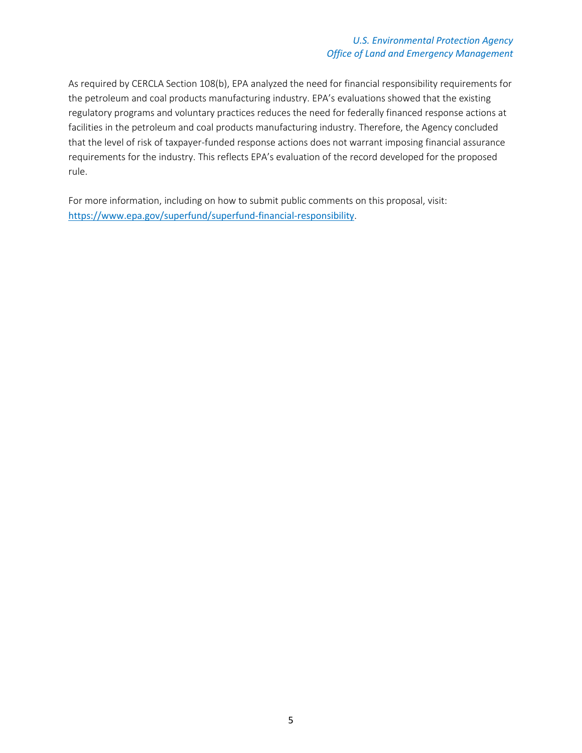As required by CERCLA Section 108(b), EPA analyzed the need for financial responsibility requirements for the petroleum and coal products manufacturing industry. EPA's evaluations showed that the existing regulatory programs and voluntary practices reduces the need for federally financed response actions at facilities in the petroleum and coal products manufacturing industry. Therefore, the Agency concluded that the level of risk of taxpayer-funded response actions does not warrant imposing financial assurance requirements for the industry. This reflects EPA's evaluation of the record developed for the proposed rule.

For more information, including on how to submit public comments on this proposal, visit: [https://www.epa.gov/superfund/superfund-financial-responsibility](https://www.epa.gov/superfund/superfund-financial-responsibility).